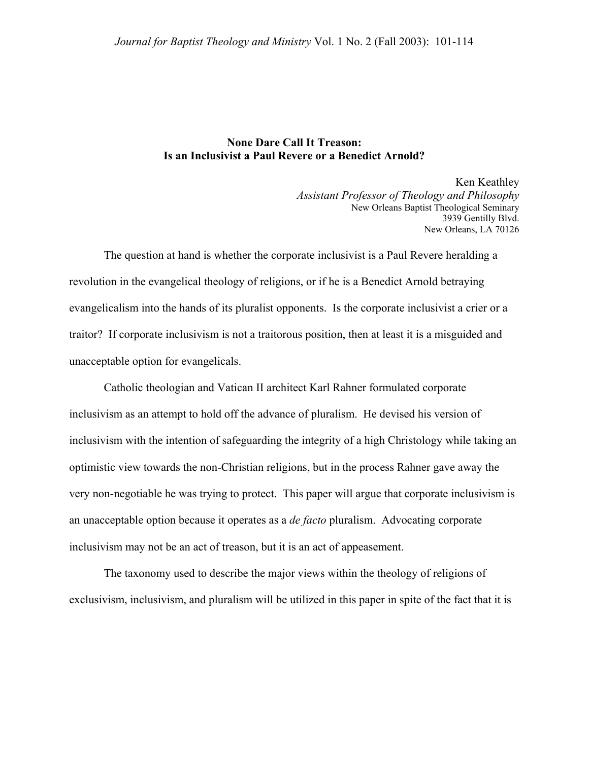## None Dare Call It Treason:
## Is an Inclusivist a Paul Revere or a Benedict Arnold?

Ken Keathley
*Assistant Professor of Theology and Philosophy*
New Orleans Baptist Theological Seminary
3939 Gentilly Blvd.
New Orleans, LA 70126

The question at hand is whether the corporate inclusivist is a Paul Revere heralding a revolution in the evangelical theology of religions, or if he is a Benedict Arnold betraying evangelicalism into the hands of its pluralist opponents. Is the corporate inclusivist a crier or a traitor? If corporate inclusivism is not a traitorous position, then at least it is a misguided and unacceptable option for evangelicals.

Catholic theologian and Vatican II architect Karl Rahner formulated corporate inclusivism as an attempt to hold off the advance of pluralism. He devised his version of inclusivism with the intention of safeguarding the integrity of a high Christology while taking an optimistic view towards the non-Christian religions, but in the process Rahner gave away the very non-negotiable he was trying to protect. This paper will argue that corporate inclusivism is an unacceptable option because it operates as a *de facto* pluralism. Advocating corporate inclusivism may not be an act of treason, but it is an act of appeasement.

The taxonomy used to describe the major views within the theology of religions of exclusivism, inclusivism, and pluralism will be utilized in this paper in spite of the fact that it is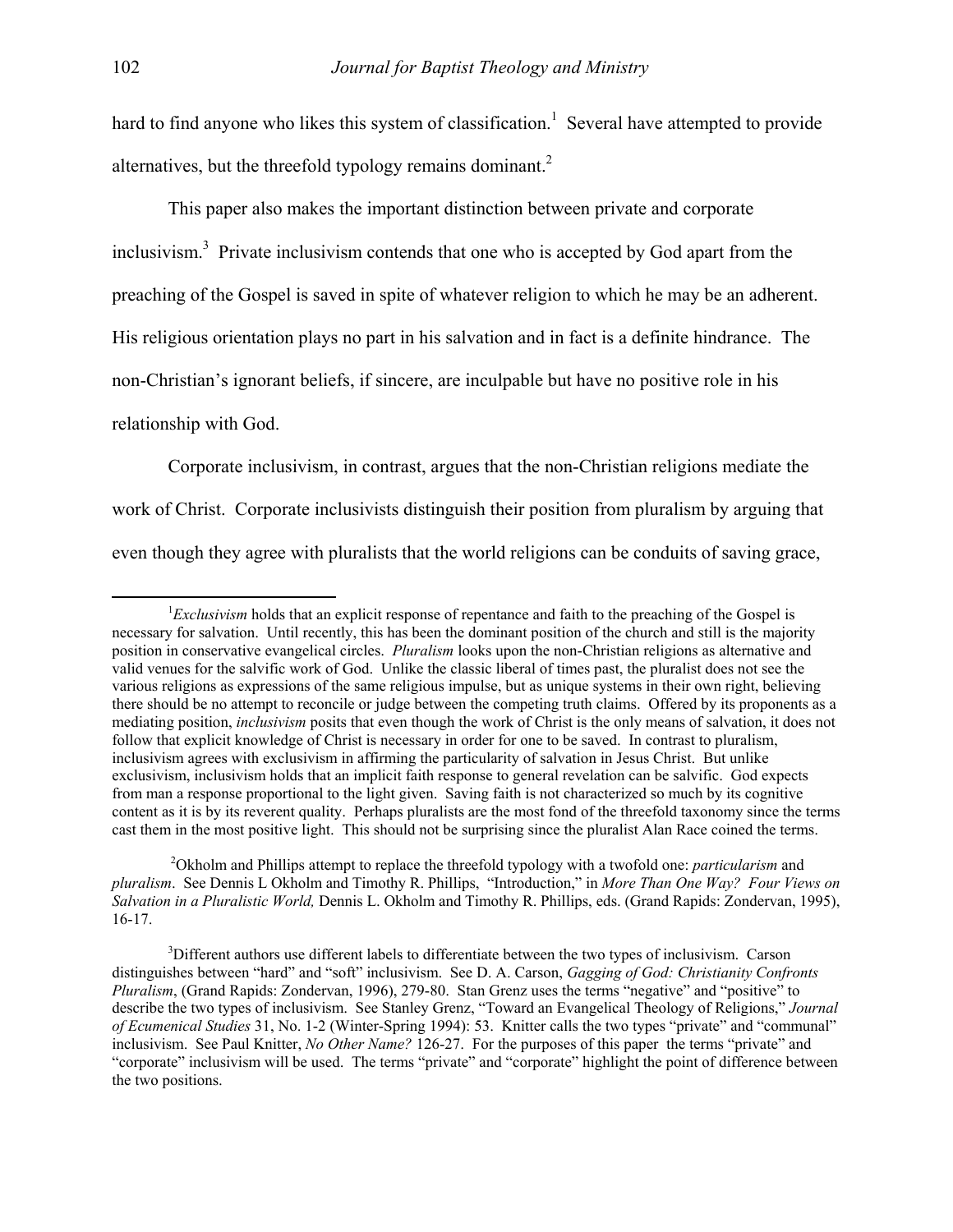hard to find anyone who likes this system of classification.[1] Several have attempted to provide alternatives, but the threefold typology remains dominant.[2]

This paper also makes the important distinction between private and corporate inclusivism.[3] Private inclusivism contends that one who is accepted by God apart from the preaching of the Gospel is saved in spite of whatever religion to which he may be an adherent. His religious orientation plays no part in his salvation and in fact is a definite hindrance. The non-Christian's ignorant beliefs, if sincere, are inculpable but have no positive role in his relationship with God.

Corporate inclusivism, in contrast, argues that the non-Christian religions mediate the work of Christ. Corporate inclusivists distinguish their position from pluralism by arguing that even though they agree with pluralists that the world religions can be conduits of saving grace,

---

[1]*Exclusivism* holds that an explicit response of repentance and faith to the preaching of the Gospel is necessary for salvation. Until recently, this has been the dominant position of the church and still is the majority position in conservative evangelical circles. *Pluralism* looks upon the non-Christian religions as alternative and valid venues for the salvific work of God. Unlike the classic liberal of times past, the pluralist does not see the various religions as expressions of the same religious impulse, but as unique systems in their own right, believing there should be no attempt to reconcile or judge between the competing truth claims. Offered by its proponents as a mediating position, *inclusivism* posits that even though the work of Christ is the only means of salvation, it does not follow that explicit knowledge of Christ is necessary in order for one to be saved. In contrast to pluralism, inclusivism agrees with exclusivism in affirming the particularity of salvation in Jesus Christ. But unlike exclusivism, inclusivism holds that an implicit faith response to general revelation can be salvific. God expects from man a response proportional to the light given. Saving faith is not characterized so much by its cognitive content as it is by its reverent quality. Perhaps pluralists are the most fond of the threefold taxonomy since the terms cast them in the most positive light. This should not be surprising since the pluralist Alan Race coined the terms.

[2]Okholm and Phillips attempt to replace the threefold typology with a twofold one: *particularism* and *pluralism*. See Dennis L Okholm and Timothy R. Phillips, "Introduction," in *More Than One Way? Four Views on Salvation in a Pluralistic World,* Dennis L. Okholm and Timothy R. Phillips, eds. (Grand Rapids: Zondervan, 1995), 16-17.

[3]Different authors use different labels to differentiate between the two types of inclusivism. Carson distinguishes between "hard" and "soft" inclusivism. See D. A. Carson, *Gagging of God: Christianity Confronts Pluralism*, (Grand Rapids: Zondervan, 1996), 279-80. Stan Grenz uses the terms "negative" and "positive" to describe the two types of inclusivism. See Stanley Grenz, "Toward an Evangelical Theology of Religions," *Journal of Ecumenical Studies* 31, No. 1-2 (Winter-Spring 1994): 53. Knitter calls the two types "private" and "communal" inclusivism. See Paul Knitter, *No Other Name?* 126-27. For the purposes of this paper the terms "private" and "corporate" inclusivism will be used. The terms "private" and "corporate" highlight the point of difference between the two positions.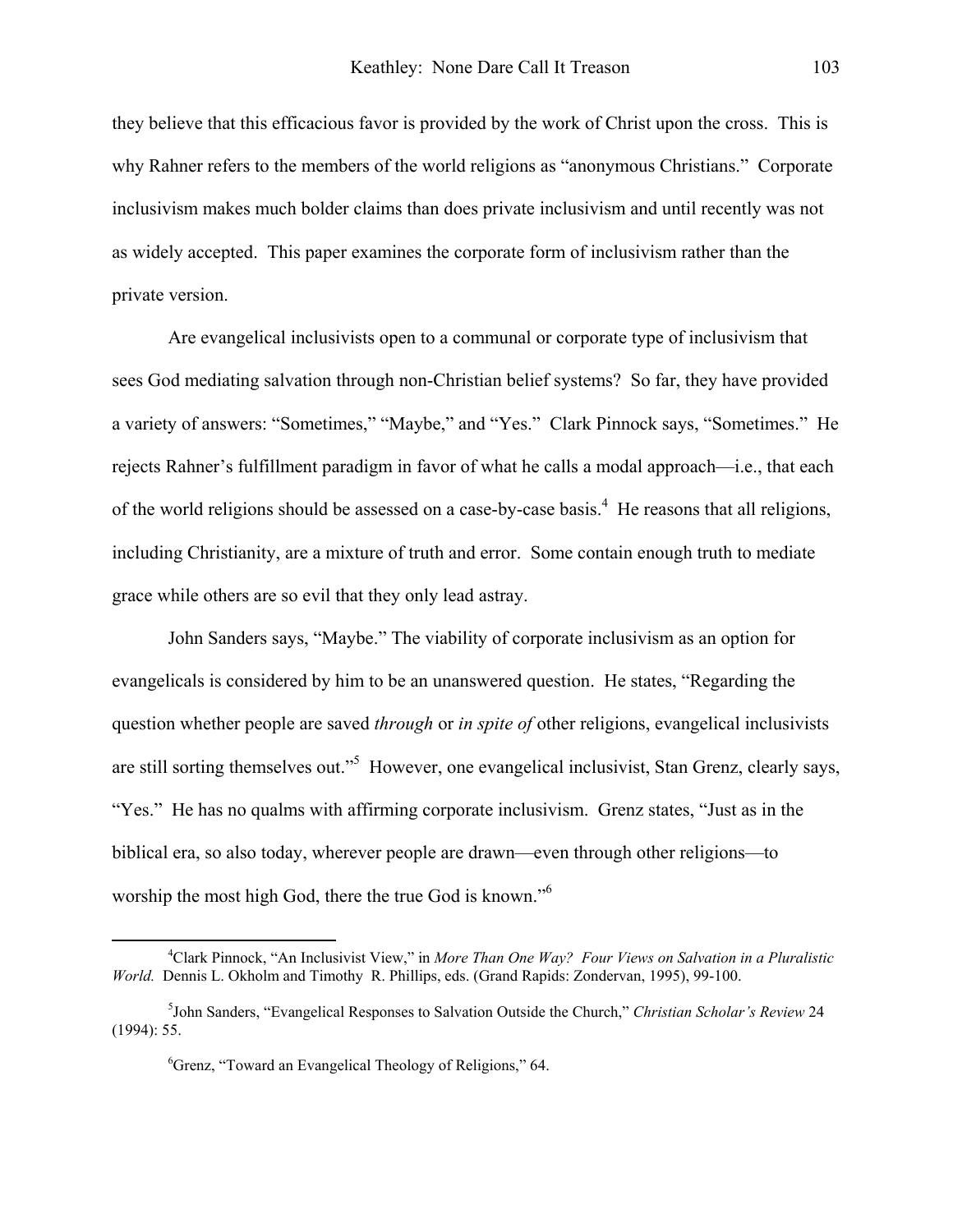they believe that this efficacious favor is provided by the work of Christ upon the cross. This is why Rahner refers to the members of the world religions as "anonymous Christians." Corporate inclusivism makes much bolder claims than does private inclusivism and until recently was not as widely accepted. This paper examines the corporate form of inclusivism rather than the private version.

Are evangelical inclusivists open to a communal or corporate type of inclusivism that sees God mediating salvation through non-Christian belief systems? So far, they have provided a variety of answers: "Sometimes," "Maybe," and "Yes." Clark Pinnock says, "Sometimes." He rejects Rahner's fulfillment paradigm in favor of what he calls a modal approach—i.e., that each of the world religions should be assessed on a case-by-case basis.[4] He reasons that all religions, including Christianity, are a mixture of truth and error. Some contain enough truth to mediate grace while others are so evil that they only lead astray.

John Sanders says, "Maybe." The viability of corporate inclusivism as an option for evangelicals is considered by him to be an unanswered question. He states, "Regarding the question whether people are saved *through* or *in spite of* other religions, evangelical inclusivists are still sorting themselves out."[5] However, one evangelical inclusivist, Stan Grenz, clearly says, "Yes." He has no qualms with affirming corporate inclusivism. Grenz states, "Just as in the biblical era, so also today, wherever people are drawn—even through other religions—to worship the most high God, there the true God is known."[6]

---

[4]Clark Pinnock, "An Inclusivist View," in *More Than One Way? Four Views on Salvation in a Pluralistic World.* Dennis L. Okholm and Timothy R. Phillips, eds. (Grand Rapids: Zondervan, 1995), 99-100.

[5]John Sanders, "Evangelical Responses to Salvation Outside the Church," *Christian Scholar's Review* 24 (1994): 55.

[6]Grenz, "Toward an Evangelical Theology of Religions," 64.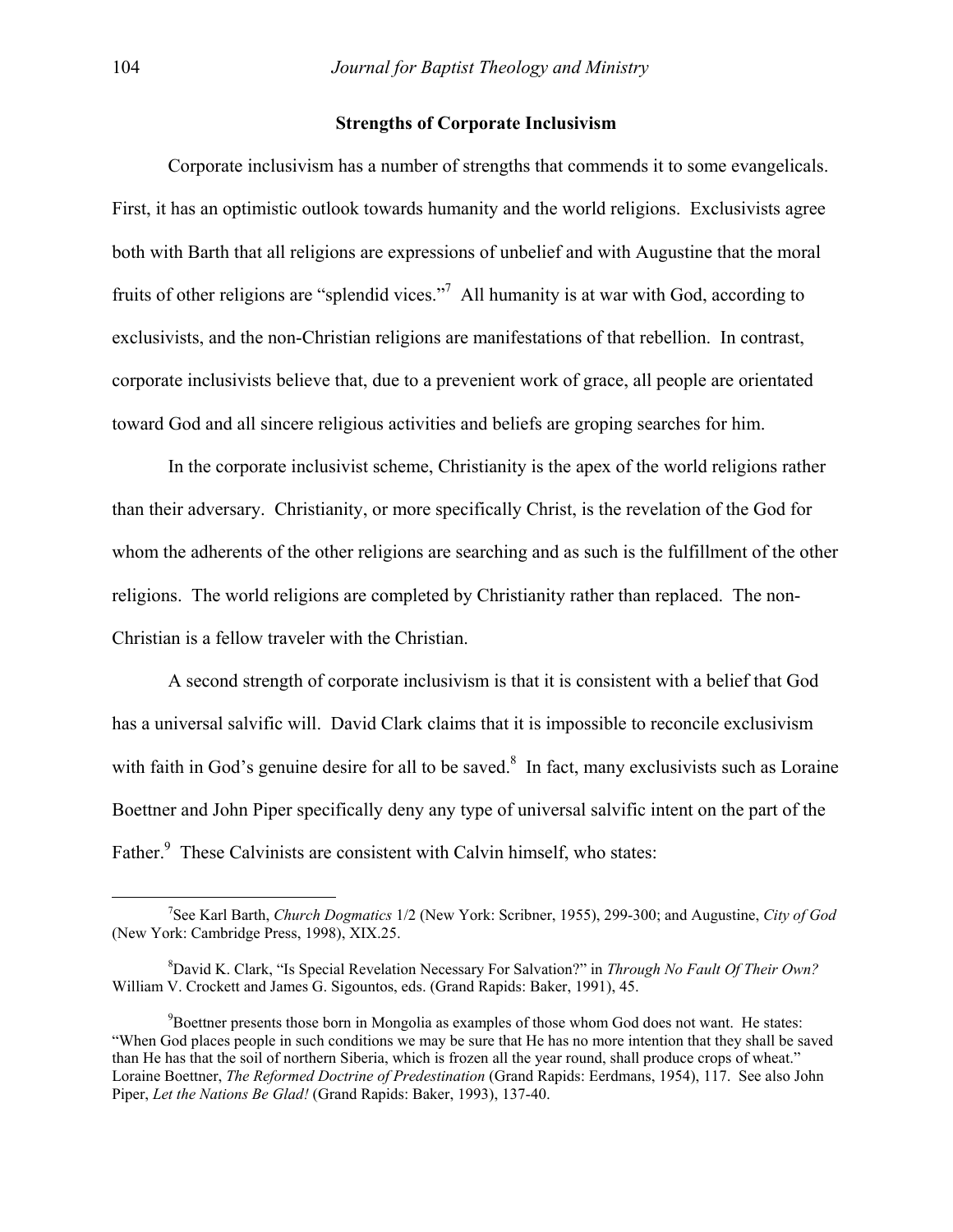### Strengths of Corporate Inclusivism

Corporate inclusivism has a number of strengths that commends it to some evangelicals. First, it has an optimistic outlook towards humanity and the world religions. Exclusivists agree both with Barth that all religions are expressions of unbelief and with Augustine that the moral fruits of other religions are "splendid vices."[7] All humanity is at war with God, according to exclusivists, and the non-Christian religions are manifestations of that rebellion. In contrast, corporate inclusivists believe that, due to a prevenient work of grace, all people are orientated toward God and all sincere religious activities and beliefs are groping searches for him.

In the corporate inclusivist scheme, Christianity is the apex of the world religions rather than their adversary. Christianity, or more specifically Christ, is the revelation of the God for whom the adherents of the other religions are searching and as such is the fulfillment of the other religions. The world religions are completed by Christianity rather than replaced. The non-Christian is a fellow traveler with the Christian.

A second strength of corporate inclusivism is that it is consistent with a belief that God has a universal salvific will. David Clark claims that it is impossible to reconcile exclusivism with faith in God's genuine desire for all to be saved.[8] In fact, many exclusivists such as Loraine Boettner and John Piper specifically deny any type of universal salvific intent on the part of the Father.[9] These Calvinists are consistent with Calvin himself, who states:

---

[7] See Karl Barth, *Church Dogmatics* 1/2 (New York: Scribner, 1955), 299-300; and Augustine, *City of God* (New York: Cambridge Press, 1998), XIX.25.

[8] David K. Clark, "Is Special Revelation Necessary For Salvation?" in *Through No Fault Of Their Own?* William V. Crockett and James G. Sigountos, eds. (Grand Rapids: Baker, 1991), 45.

[9] Boettner presents those born in Mongolia as examples of those whom God does not want. He states: "When God places people in such conditions we may be sure that He has no more intention that they shall be saved than He has that the soil of northern Siberia, which is frozen all the year round, shall produce crops of wheat." Loraine Boettner, *The Reformed Doctrine of Predestination* (Grand Rapids: Eerdmans, 1954), 117. See also John Piper, *Let the Nations Be Glad!* (Grand Rapids: Baker, 1993), 137-40.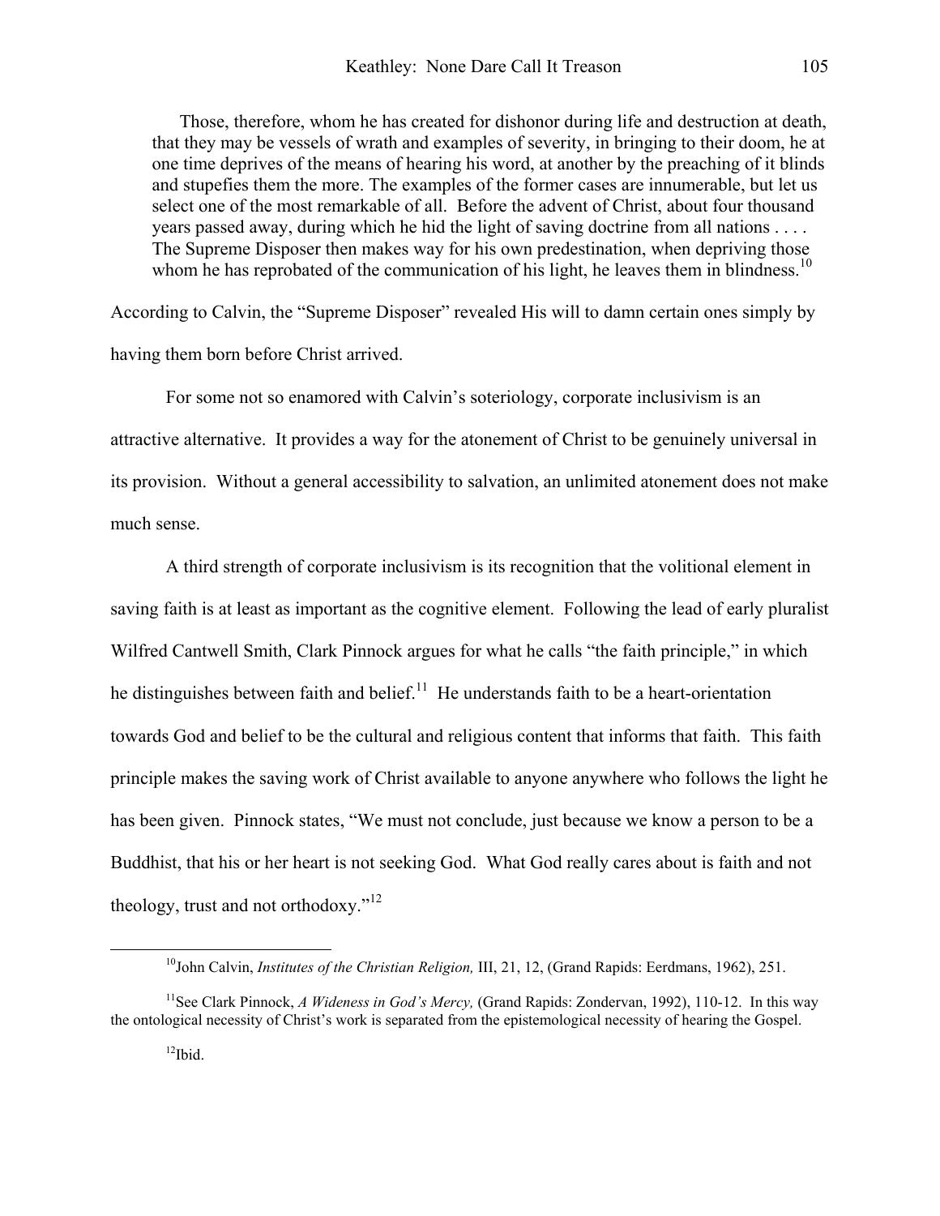> Those, therefore, whom he has created for dishonor during life and destruction at death, that they may be vessels of wrath and examples of severity, in bringing to their doom, he at one time deprives of the means of hearing his word, at another by the preaching of it blinds and stupefies them the more. The examples of the former cases are innumerable, but let us select one of the most remarkable of all. Before the advent of Christ, about four thousand years passed away, during which he hid the light of saving doctrine from all nations . . . . The Supreme Disposer then makes way for his own predestination, when depriving those whom he has reprobated of the communication of his light, he leaves them in blindness.[10]

According to Calvin, the "Supreme Disposer" revealed His will to damn certain ones simply by having them born before Christ arrived.

For some not so enamored with Calvin's soteriology, corporate inclusivism is an attractive alternative. It provides a way for the atonement of Christ to be genuinely universal in its provision. Without a general accessibility to salvation, an unlimited atonement does not make much sense.

A third strength of corporate inclusivism is its recognition that the volitional element in saving faith is at least as important as the cognitive element. Following the lead of early pluralist Wilfred Cantwell Smith, Clark Pinnock argues for what he calls "the faith principle," in which he distinguishes between faith and belief.[11] He understands faith to be a heart-orientation towards God and belief to be the cultural and religious content that informs that faith. This faith principle makes the saving work of Christ available to anyone anywhere who follows the light he has been given. Pinnock states, "We must not conclude, just because we know a person to be a Buddhist, that his or her heart is not seeking God. What God really cares about is faith and not theology, trust and not orthodoxy."[12]

---

[10]John Calvin, *Institutes of the Christian Religion,* III, 21, 12, (Grand Rapids: Eerdmans, 1962), 251.

[11]See Clark Pinnock, *A Wideness in God's Mercy,* (Grand Rapids: Zondervan, 1992), 110-12. In this way the ontological necessity of Christ's work is separated from the epistemological necessity of hearing the Gospel.

[12]Ibid.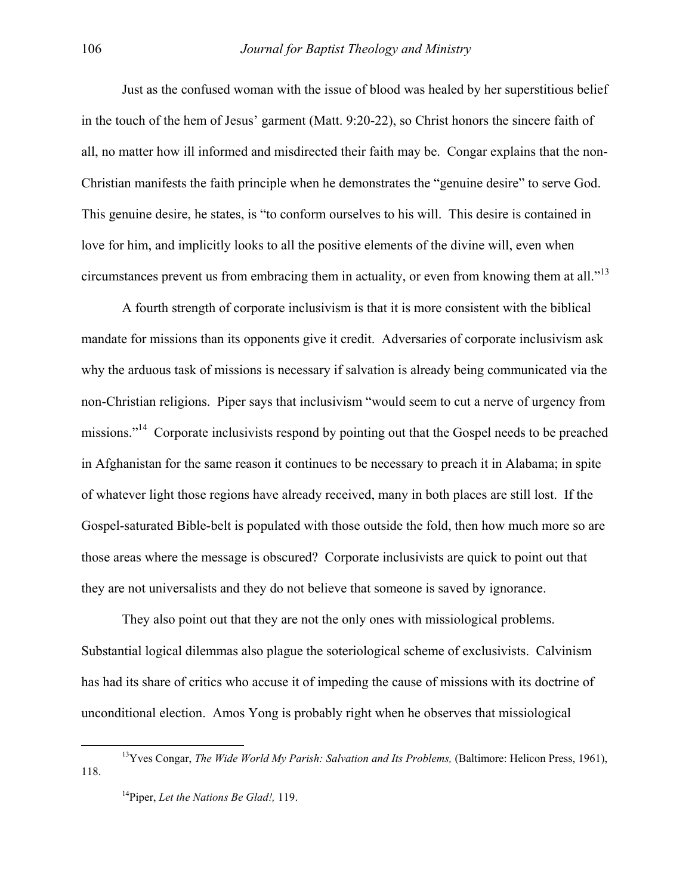Just as the confused woman with the issue of blood was healed by her superstitious belief in the touch of the hem of Jesus' garment (Matt. 9:20-22), so Christ honors the sincere faith of all, no matter how ill informed and misdirected their faith may be. Congar explains that the non-Christian manifests the faith principle when he demonstrates the "genuine desire" to serve God. This genuine desire, he states, is "to conform ourselves to his will. This desire is contained in love for him, and implicitly looks to all the positive elements of the divine will, even when circumstances prevent us from embracing them in actuality, or even from knowing them at all."[13]

A fourth strength of corporate inclusivism is that it is more consistent with the biblical mandate for missions than its opponents give it credit. Adversaries of corporate inclusivism ask why the arduous task of missions is necessary if salvation is already being communicated via the non-Christian religions. Piper says that inclusivism "would seem to cut a nerve of urgency from missions."[14] Corporate inclusivists respond by pointing out that the Gospel needs to be preached in Afghanistan for the same reason it continues to be necessary to preach it in Alabama; in spite of whatever light those regions have already received, many in both places are still lost. If the Gospel-saturated Bible-belt is populated with those outside the fold, then how much more so are those areas where the message is obscured? Corporate inclusivists are quick to point out that they are not universalists and they do not believe that someone is saved by ignorance.

They also point out that they are not the only ones with missiological problems. Substantial logical dilemmas also plague the soteriological scheme of exclusivists. Calvinism has had its share of critics who accuse it of impeding the cause of missions with its doctrine of unconditional election. Amos Yong is probably right when he observes that missiological

---

[13] Yves Congar, *The Wide World My Parish: Salvation and Its Problems,* (Baltimore: Helicon Press, 1961), 118.

[14] Piper, *Let the Nations Be Glad!,* 119.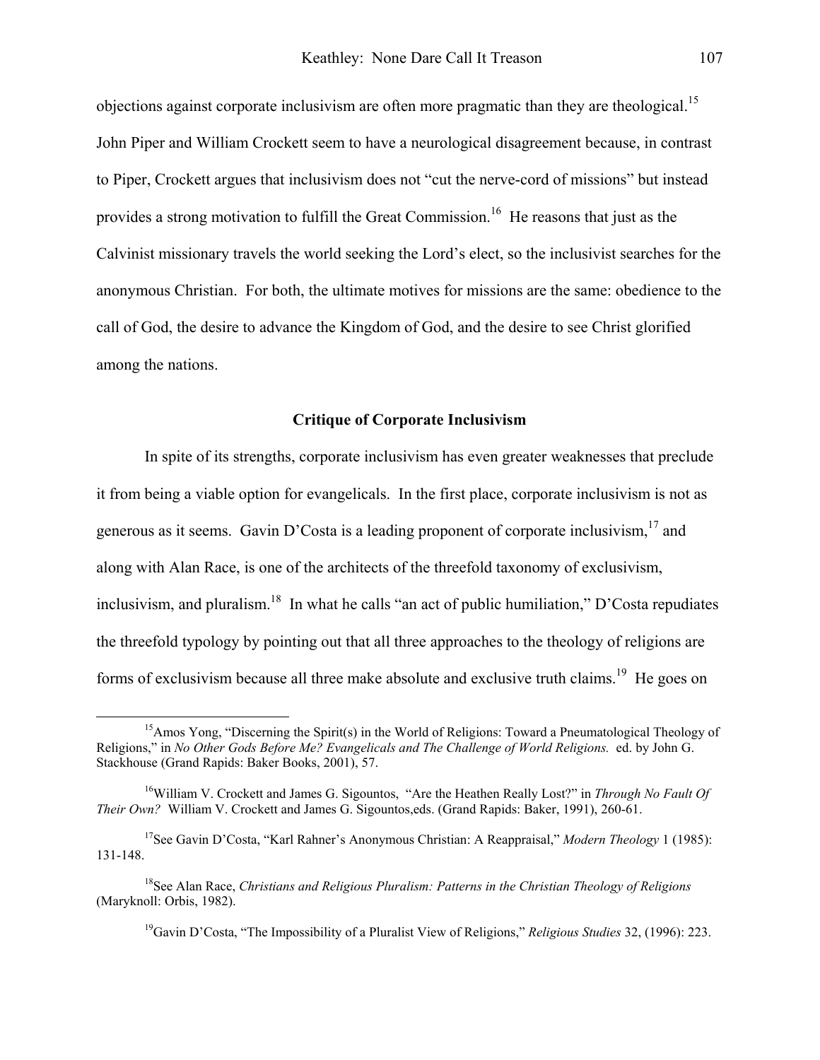objections against corporate inclusivism are often more pragmatic than they are theological.[15] John Piper and William Crockett seem to have a neurological disagreement because, in contrast to Piper, Crockett argues that inclusivism does not "cut the nerve-cord of missions" but instead provides a strong motivation to fulfill the Great Commission.[16] He reasons that just as the Calvinist missionary travels the world seeking the Lord's elect, so the inclusivist searches for the anonymous Christian. For both, the ultimate motives for missions are the same: obedience to the call of God, the desire to advance the Kingdom of God, and the desire to see Christ glorified among the nations.

### Critique of Corporate Inclusivism

In spite of its strengths, corporate inclusivism has even greater weaknesses that preclude it from being a viable option for evangelicals. In the first place, corporate inclusivism is not as generous as it seems. Gavin D'Costa is a leading proponent of corporate inclusivism,[17] and along with Alan Race, is one of the architects of the threefold taxonomy of exclusivism, inclusivism, and pluralism.[18] In what he calls "an act of public humiliation," D'Costa repudiates the threefold typology by pointing out that all three approaches to the theology of religions are forms of exclusivism because all three make absolute and exclusive truth claims.[19] He goes on

---

[15] Amos Yong, "Discerning the Spirit(s) in the World of Religions: Toward a Pneumatological Theology of Religions," in *No Other Gods Before Me? Evangelicals and The Challenge of World Religions.* ed. by John G. Stackhouse (Grand Rapids: Baker Books, 2001), 57.

[16] William V. Crockett and James G. Sigountos, "Are the Heathen Really Lost?" in *Through No Fault Of Their Own?* William V. Crockett and James G. Sigountos,eds. (Grand Rapids: Baker, 1991), 260-61.

[17] See Gavin D'Costa, "Karl Rahner's Anonymous Christian: A Reappraisal," *Modern Theology* 1 (1985): 131-148.

[18] See Alan Race, *Christians and Religious Pluralism: Patterns in the Christian Theology of Religions* (Maryknoll: Orbis, 1982).

[19] Gavin D'Costa, "The Impossibility of a Pluralist View of Religions," *Religious Studies* 32, (1996): 223.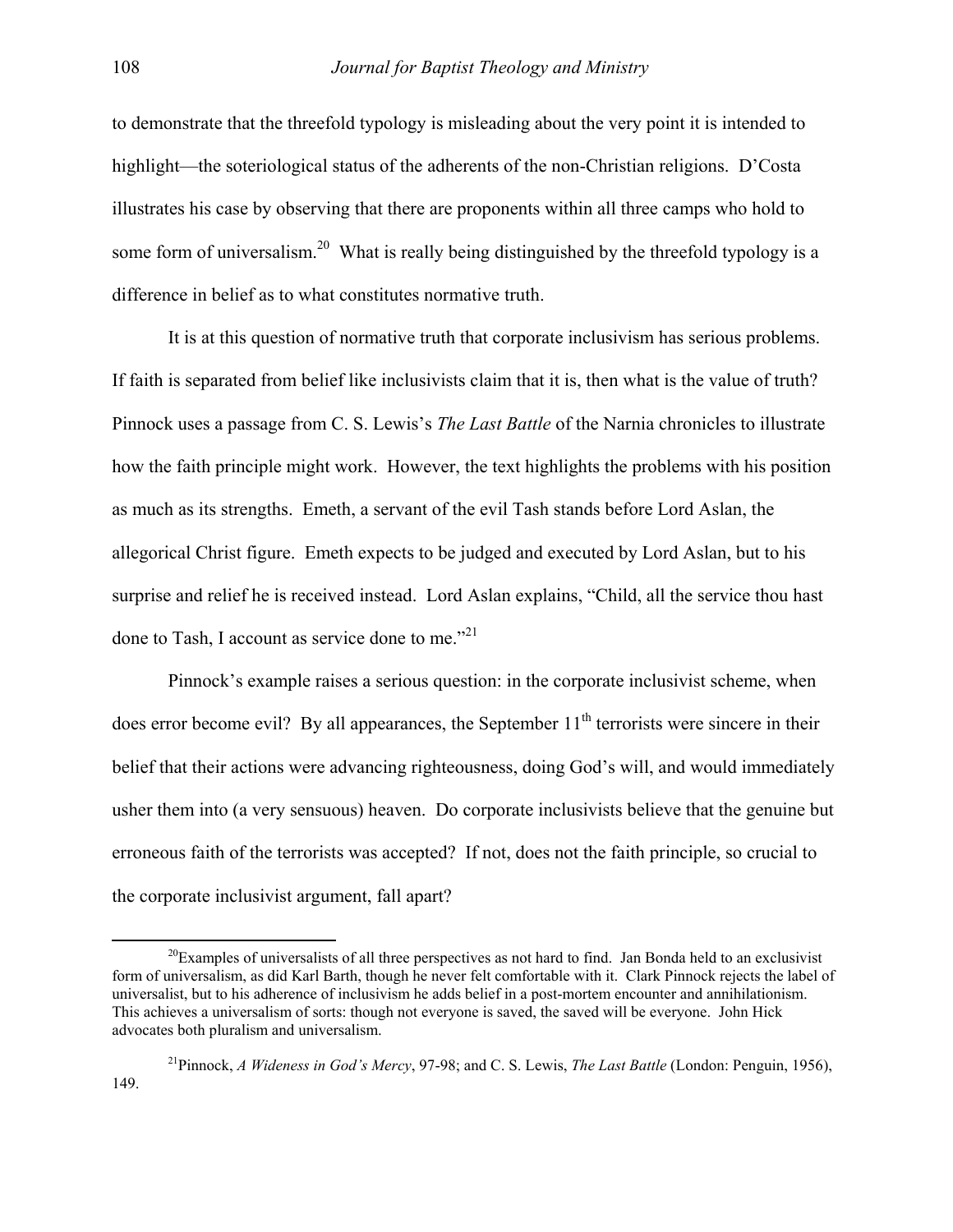to demonstrate that the threefold typology is misleading about the very point it is intended to highlight—the soteriological status of the adherents of the non-Christian religions. D'Costa illustrates his case by observing that there are proponents within all three camps who hold to some form of universalism.[20] What is really being distinguished by the threefold typology is a difference in belief as to what constitutes normative truth.

It is at this question of normative truth that corporate inclusivism has serious problems. If faith is separated from belief like inclusivists claim that it is, then what is the value of truth? Pinnock uses a passage from C. S. Lewis's *The Last Battle* of the Narnia chronicles to illustrate how the faith principle might work. However, the text highlights the problems with his position as much as its strengths. Emeth, a servant of the evil Tash stands before Lord Aslan, the allegorical Christ figure. Emeth expects to be judged and executed by Lord Aslan, but to his surprise and relief he is received instead. Lord Aslan explains, "Child, all the service thou hast done to Tash, I account as service done to me."[21]

Pinnock's example raises a serious question: in the corporate inclusivist scheme, when does error become evil? By all appearances, the September 11th terrorists were sincere in their belief that their actions were advancing righteousness, doing God's will, and would immediately usher them into (a very sensuous) heaven. Do corporate inclusivists believe that the genuine but erroneous faith of the terrorists was accepted? If not, does not the faith principle, so crucial to the corporate inclusivist argument, fall apart?

---

[20]Examples of universalists of all three perspectives as not hard to find. Jan Bonda held to an exclusivist form of universalism, as did Karl Barth, though he never felt comfortable with it. Clark Pinnock rejects the label of universalist, but to his adherence of inclusivism he adds belief in a post-mortem encounter and annihilationism. This achieves a universalism of sorts: though not everyone is saved, the saved will be everyone. John Hick advocates both pluralism and universalism.

[21]Pinnock, *A Wideness in God's Mercy*, 97-98; and C. S. Lewis, *The Last Battle* (London: Penguin, 1956), 149.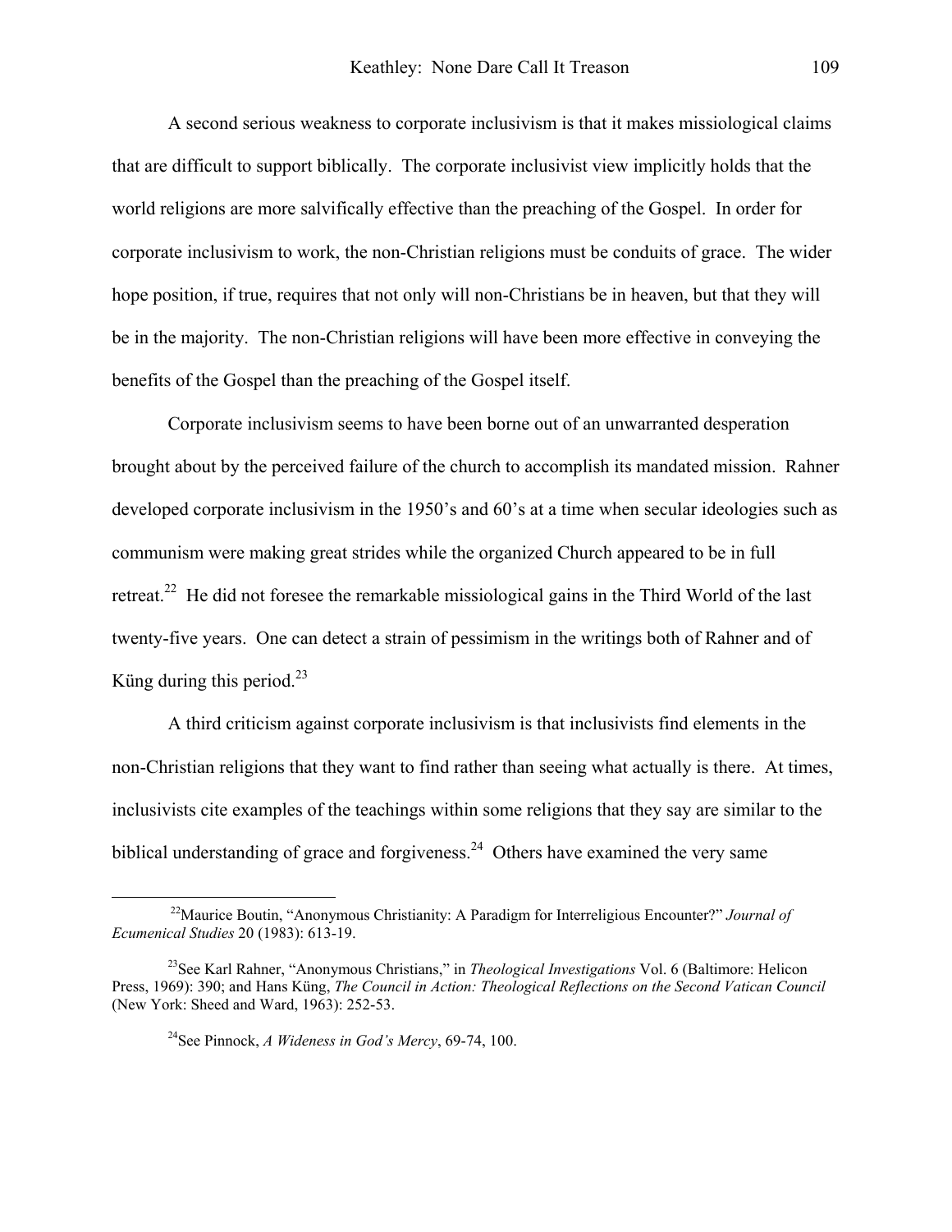A second serious weakness to corporate inclusivism is that it makes missiological claims that are difficult to support biblically. The corporate inclusivist view implicitly holds that the world religions are more salvifically effective than the preaching of the Gospel. In order for corporate inclusivism to work, the non-Christian religions must be conduits of grace. The wider hope position, if true, requires that not only will non-Christians be in heaven, but that they will be in the majority. The non-Christian religions will have been more effective in conveying the benefits of the Gospel than the preaching of the Gospel itself.

Corporate inclusivism seems to have been borne out of an unwarranted desperation brought about by the perceived failure of the church to accomplish its mandated mission. Rahner developed corporate inclusivism in the 1950's and 60's at a time when secular ideologies such as communism were making great strides while the organized Church appeared to be in full retreat.[22] He did not foresee the remarkable missiological gains in the Third World of the last twenty-five years. One can detect a strain of pessimism in the writings both of Rahner and of Küng during this period.[23]

A third criticism against corporate inclusivism is that inclusivists find elements in the non-Christian religions that they want to find rather than seeing what actually is there. At times, inclusivists cite examples of the teachings within some religions that they say are similar to the biblical understanding of grace and forgiveness.[24] Others have examined the very same

---

[22]Maurice Boutin, "Anonymous Christianity: A Paradigm for Interreligious Encounter?" *Journal of Ecumenical Studies* 20 (1983): 613-19.

[23]See Karl Rahner, "Anonymous Christians," in *Theological Investigations* Vol. 6 (Baltimore: Helicon Press, 1969): 390; and Hans Küng, *The Council in Action: Theological Reflections on the Second Vatican Council* (New York: Sheed and Ward, 1963): 252-53.

[24]See Pinnock, *A Wideness in God's Mercy*, 69-74, 100.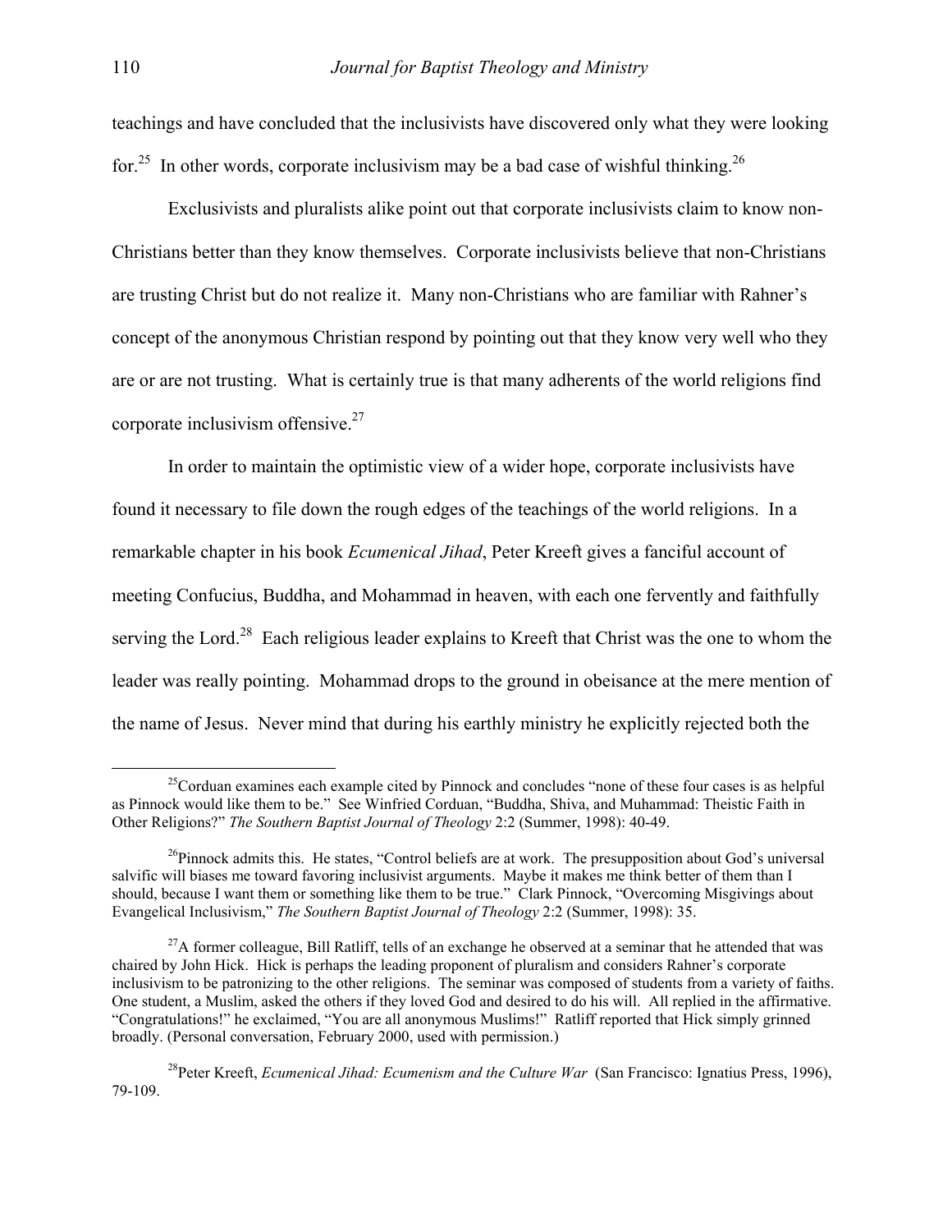teachings and have concluded that the inclusivists have discovered only what they were looking for.[25] In other words, corporate inclusivism may be a bad case of wishful thinking.[26]

Exclusivists and pluralists alike point out that corporate inclusivists claim to know non-Christians better than they know themselves. Corporate inclusivists believe that non-Christians are trusting Christ but do not realize it. Many non-Christians who are familiar with Rahner's concept of the anonymous Christian respond by pointing out that they know very well who they are or are not trusting. What is certainly true is that many adherents of the world religions find corporate inclusivism offensive.[27]

In order to maintain the optimistic view of a wider hope, corporate inclusivists have found it necessary to file down the rough edges of the teachings of the world religions. In a remarkable chapter in his book *Ecumenical Jihad*, Peter Kreeft gives a fanciful account of meeting Confucius, Buddha, and Mohammad in heaven, with each one fervently and faithfully serving the Lord.[28] Each religious leader explains to Kreeft that Christ was the one to whom the leader was really pointing. Mohammad drops to the ground in obeisance at the mere mention of the name of Jesus. Never mind that during his earthly ministry he explicitly rejected both the

---

[25]Corduan examines each example cited by Pinnock and concludes "none of these four cases is as helpful as Pinnock would like them to be." See Winfried Corduan, "Buddha, Shiva, and Muhammad: Theistic Faith in Other Religions?" *The Southern Baptist Journal of Theology* 2:2 (Summer, 1998): 40-49.

[26]Pinnock admits this. He states, "Control beliefs are at work. The presupposition about God's universal salvific will biases me toward favoring inclusivist arguments. Maybe it makes me think better of them than I should, because I want them or something like them to be true." Clark Pinnock, "Overcoming Misgivings about Evangelical Inclusivism," *The Southern Baptist Journal of Theology* 2:2 (Summer, 1998): 35.

[27]A former colleague, Bill Ratliff, tells of an exchange he observed at a seminar that he attended that was chaired by John Hick. Hick is perhaps the leading proponent of pluralism and considers Rahner's corporate inclusivism to be patronizing to the other religions. The seminar was composed of students from a variety of faiths. One student, a Muslim, asked the others if they loved God and desired to do his will. All replied in the affirmative. "Congratulations!" he exclaimed, "You are all anonymous Muslims!" Ratliff reported that Hick simply grinned broadly. (Personal conversation, February 2000, used with permission.)

[28]Peter Kreeft, *Ecumenical Jihad: Ecumenism and the Culture War* (San Francisco: Ignatius Press, 1996), 79-109.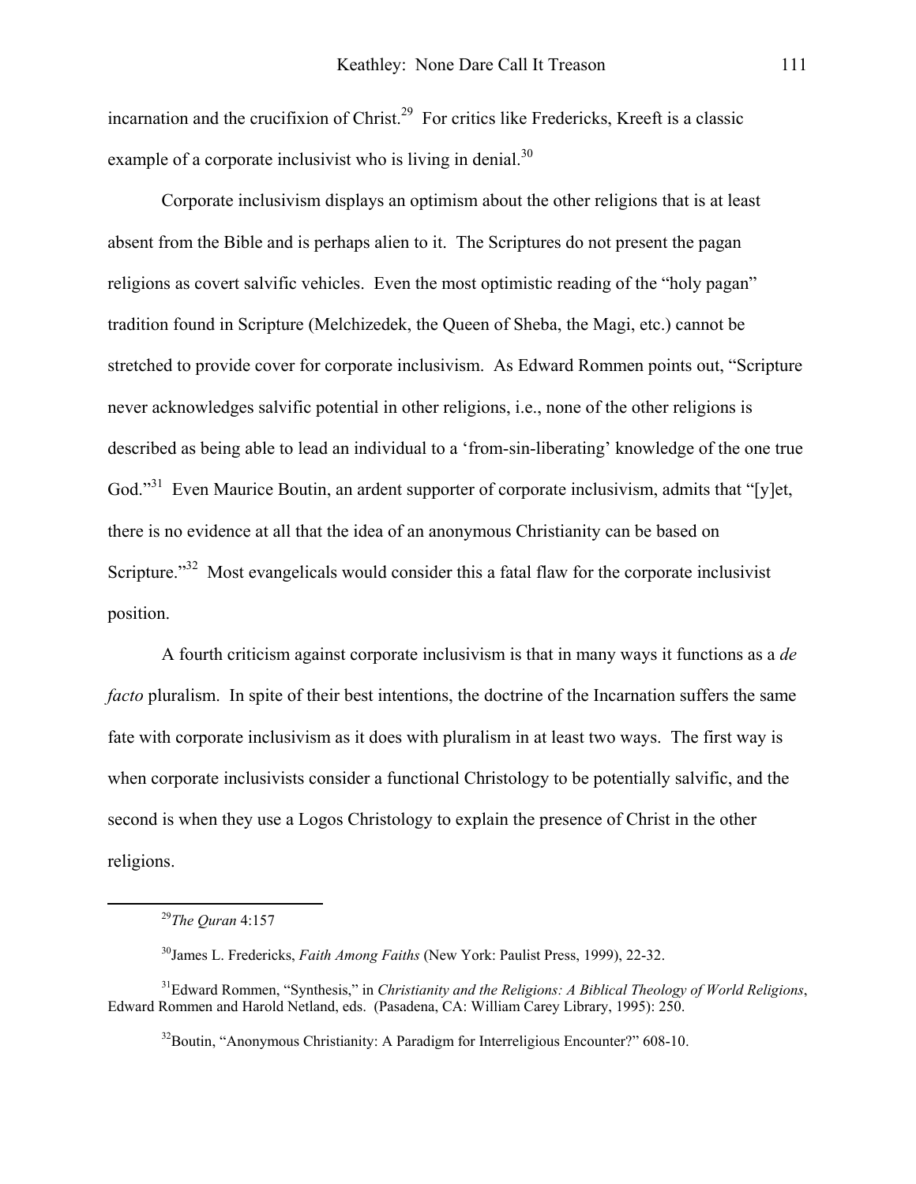incarnation and the crucifixion of Christ.[29] For critics like Fredericks, Kreeft is a classic example of a corporate inclusivist who is living in denial.[30]

Corporate inclusivism displays an optimism about the other religions that is at least absent from the Bible and is perhaps alien to it. The Scriptures do not present the pagan religions as covert salvific vehicles. Even the most optimistic reading of the "holy pagan" tradition found in Scripture (Melchizedek, the Queen of Sheba, the Magi, etc.) cannot be stretched to provide cover for corporate inclusivism. As Edward Rommen points out, "Scripture never acknowledges salvific potential in other religions, i.e., none of the other religions is described as being able to lead an individual to a 'from-sin-liberating' knowledge of the one true God."[31] Even Maurice Boutin, an ardent supporter of corporate inclusivism, admits that "[y]et, there is no evidence at all that the idea of an anonymous Christianity can be based on Scripture."[32] Most evangelicals would consider this a fatal flaw for the corporate inclusivist position.

A fourth criticism against corporate inclusivism is that in many ways it functions as a *de facto* pluralism. In spite of their best intentions, the doctrine of the Incarnation suffers the same fate with corporate inclusivism as it does with pluralism in at least two ways. The first way is when corporate inclusivists consider a functional Christology to be potentially salvific, and the second is when they use a Logos Christology to explain the presence of Christ in the other religions.

---

[29] *The Quran* 4:157

[30] James L. Fredericks, *Faith Among Faiths* (New York: Paulist Press, 1999), 22-32.

[31] Edward Rommen, "Synthesis," in *Christianity and the Religions: A Biblical Theology of World Religions*, Edward Rommen and Harold Netland, eds. (Pasadena, CA: William Carey Library, 1995): 250.

[32] Boutin, "Anonymous Christianity: A Paradigm for Interreligious Encounter?" 608-10.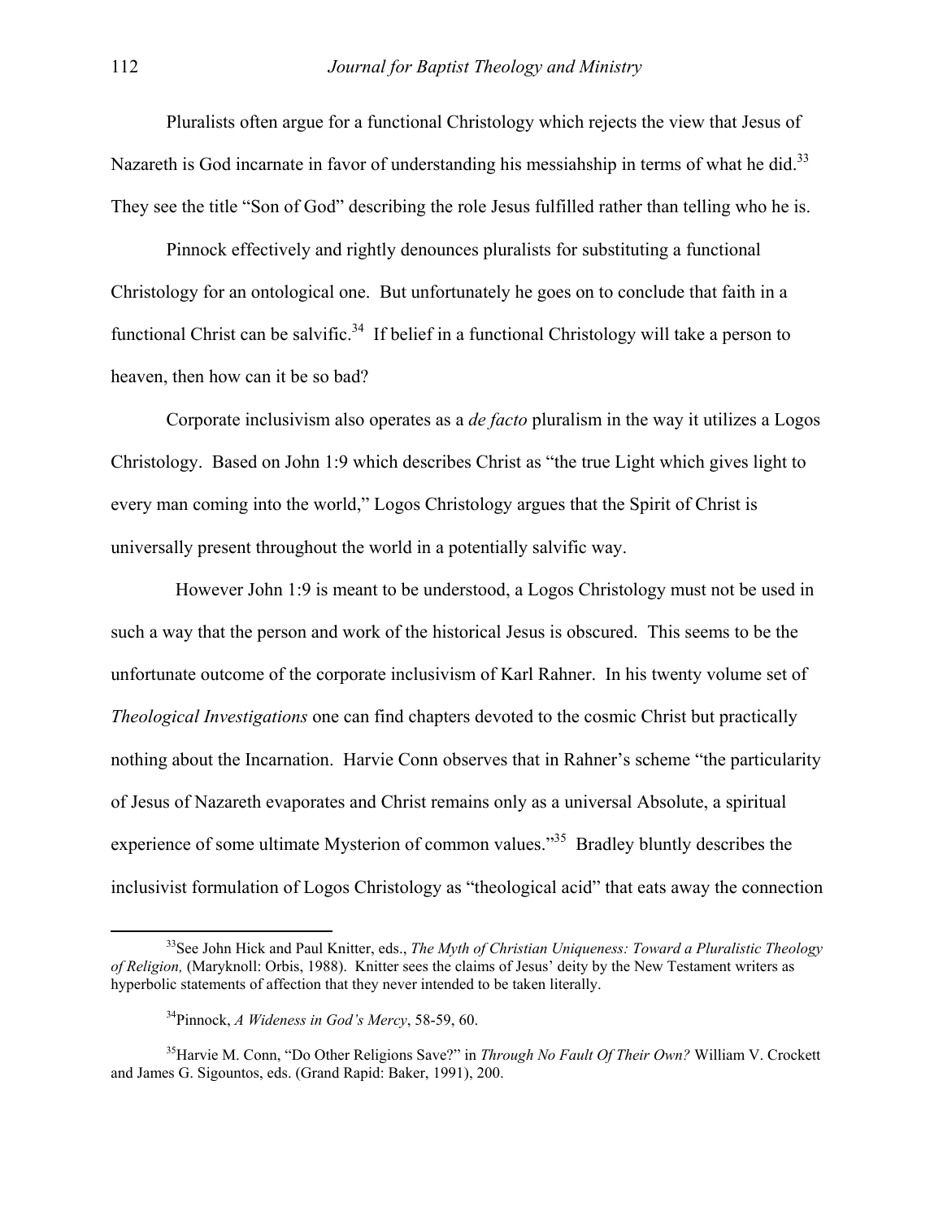Pluralists often argue for a functional Christology which rejects the view that Jesus of Nazareth is God incarnate in favor of understanding his messiahship in terms of what he did.[33] They see the title "Son of God" describing the role Jesus fulfilled rather than telling who he is.

Pinnock effectively and rightly denounces pluralists for substituting a functional Christology for an ontological one. But unfortunately he goes on to conclude that faith in a functional Christ can be salvific.[34] If belief in a functional Christology will take a person to heaven, then how can it be so bad?

Corporate inclusivism also operates as a *de facto* pluralism in the way it utilizes a Logos Christology. Based on John 1:9 which describes Christ as "the true Light which gives light to every man coming into the world," Logos Christology argues that the Spirit of Christ is universally present throughout the world in a potentially salvific way.

However John 1:9 is meant to be understood, a Logos Christology must not be used in such a way that the person and work of the historical Jesus is obscured. This seems to be the unfortunate outcome of the corporate inclusivism of Karl Rahner. In his twenty volume set of *Theological Investigations* one can find chapters devoted to the cosmic Christ but practically nothing about the Incarnation. Harvie Conn observes that in Rahner's scheme "the particularity of Jesus of Nazareth evaporates and Christ remains only as a universal Absolute, a spiritual experience of some ultimate Mysterion of common values."[35] Bradley bluntly describes the inclusivist formulation of Logos Christology as "theological acid" that eats away the connection

---

[33] See John Hick and Paul Knitter, eds., *The Myth of Christian Uniqueness: Toward a Pluralistic Theology of Religion,* (Maryknoll: Orbis, 1988). Knitter sees the claims of Jesus' deity by the New Testament writers as hyperbolic statements of affection that they never intended to be taken literally.

[34] Pinnock, *A Wideness in God's Mercy*, 58-59, 60.

[35] Harvie M. Conn, "Do Other Religions Save?" in *Through No Fault Of Their Own?* William V. Crockett and James G. Sigountos, eds. (Grand Rapid: Baker, 1991), 200.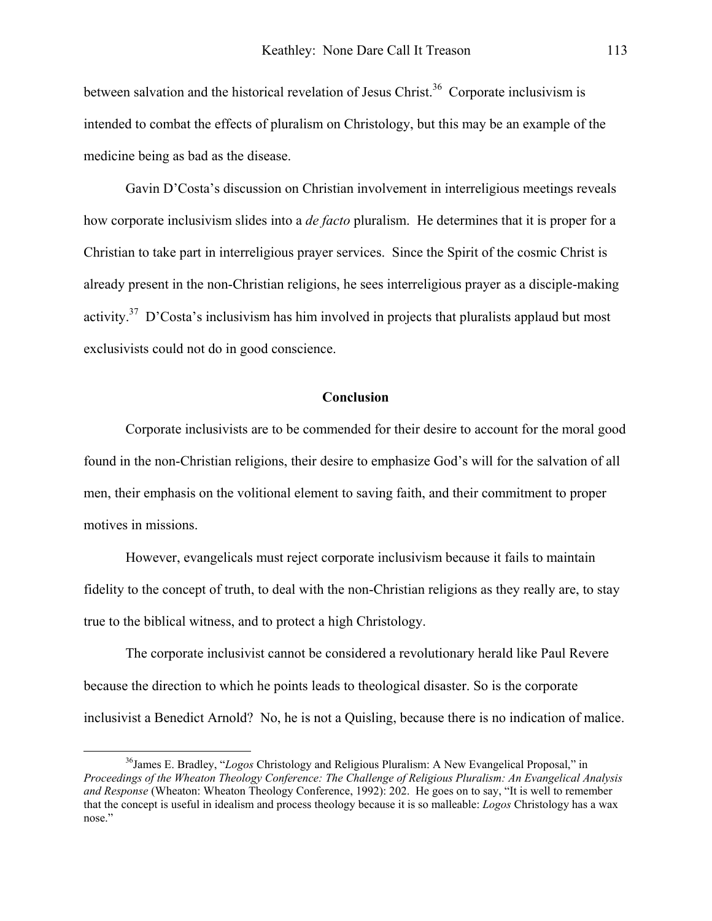between salvation and the historical revelation of Jesus Christ.[36] Corporate inclusivism is intended to combat the effects of pluralism on Christology, but this may be an example of the medicine being as bad as the disease.

Gavin D'Costa's discussion on Christian involvement in interreligious meetings reveals how corporate inclusivism slides into a *de facto* pluralism. He determines that it is proper for a Christian to take part in interreligious prayer services. Since the Spirit of the cosmic Christ is already present in the non-Christian religions, he sees interreligious prayer as a disciple-making activity.[37] D'Costa's inclusivism has him involved in projects that pluralists applaud but most exclusivists could not do in good conscience.

## Conclusion

Corporate inclusivists are to be commended for their desire to account for the moral good found in the non-Christian religions, their desire to emphasize God's will for the salvation of all men, their emphasis on the volitional element to saving faith, and their commitment to proper motives in missions.

However, evangelicals must reject corporate inclusivism because it fails to maintain fidelity to the concept of truth, to deal with the non-Christian religions as they really are, to stay true to the biblical witness, and to protect a high Christology.

The corporate inclusivist cannot be considered a revolutionary herald like Paul Revere because the direction to which he points leads to theological disaster. So is the corporate inclusivist a Benedict Arnold? No, he is not a Quisling, because there is no indication of malice.

---

[36] James E. Bradley, "*Logos* Christology and Religious Pluralism: A New Evangelical Proposal," in *Proceedings of the Wheaton Theology Conference: The Challenge of Religious Pluralism: An Evangelical Analysis and Response* (Wheaton: Wheaton Theology Conference, 1992): 202. He goes on to say, "It is well to remember that the concept is useful in idealism and process theology because it is so malleable: *Logos* Christology has a wax nose."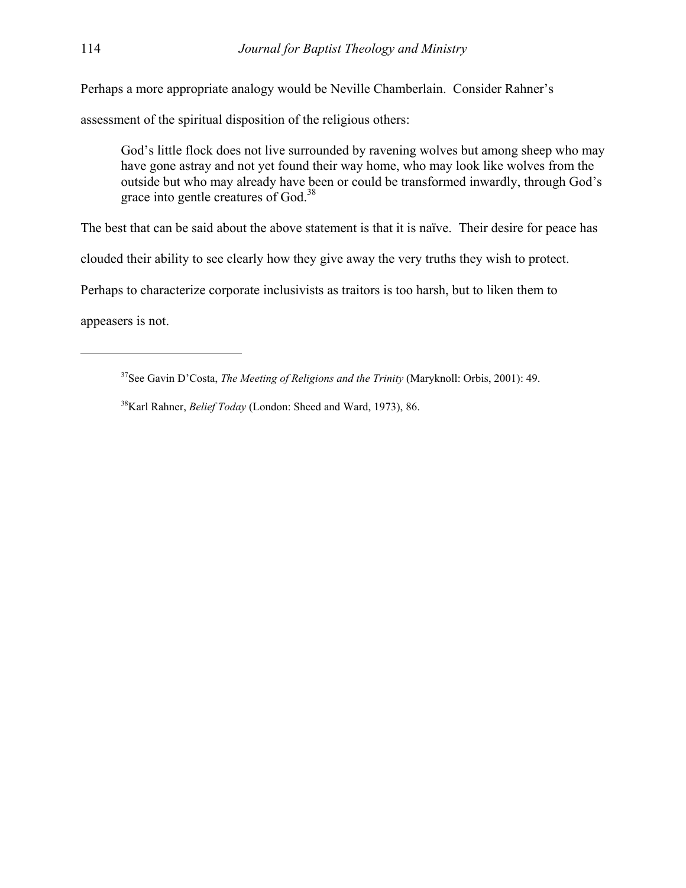Perhaps a more appropriate analogy would be Neville Chamberlain. Consider Rahner's assessment of the spiritual disposition of the religious others:

> God's little flock does not live surrounded by ravening wolves but among sheep who may have gone astray and not yet found their way home, who may look like wolves from the outside but who may already have been or could be transformed inwardly, through God's grace into gentle creatures of God.[38]

The best that can be said about the above statement is that it is naïve. Their desire for peace has clouded their ability to see clearly how they give away the very truths they wish to protect. Perhaps to characterize corporate inclusivists as traitors is too harsh, but to liken them to appeasers is not.

---

[37]See Gavin D'Costa, *The Meeting of Religions and the Trinity* (Maryknoll: Orbis, 2001): 49.

[38]Karl Rahner, *Belief Today* (London: Sheed and Ward, 1973), 86.